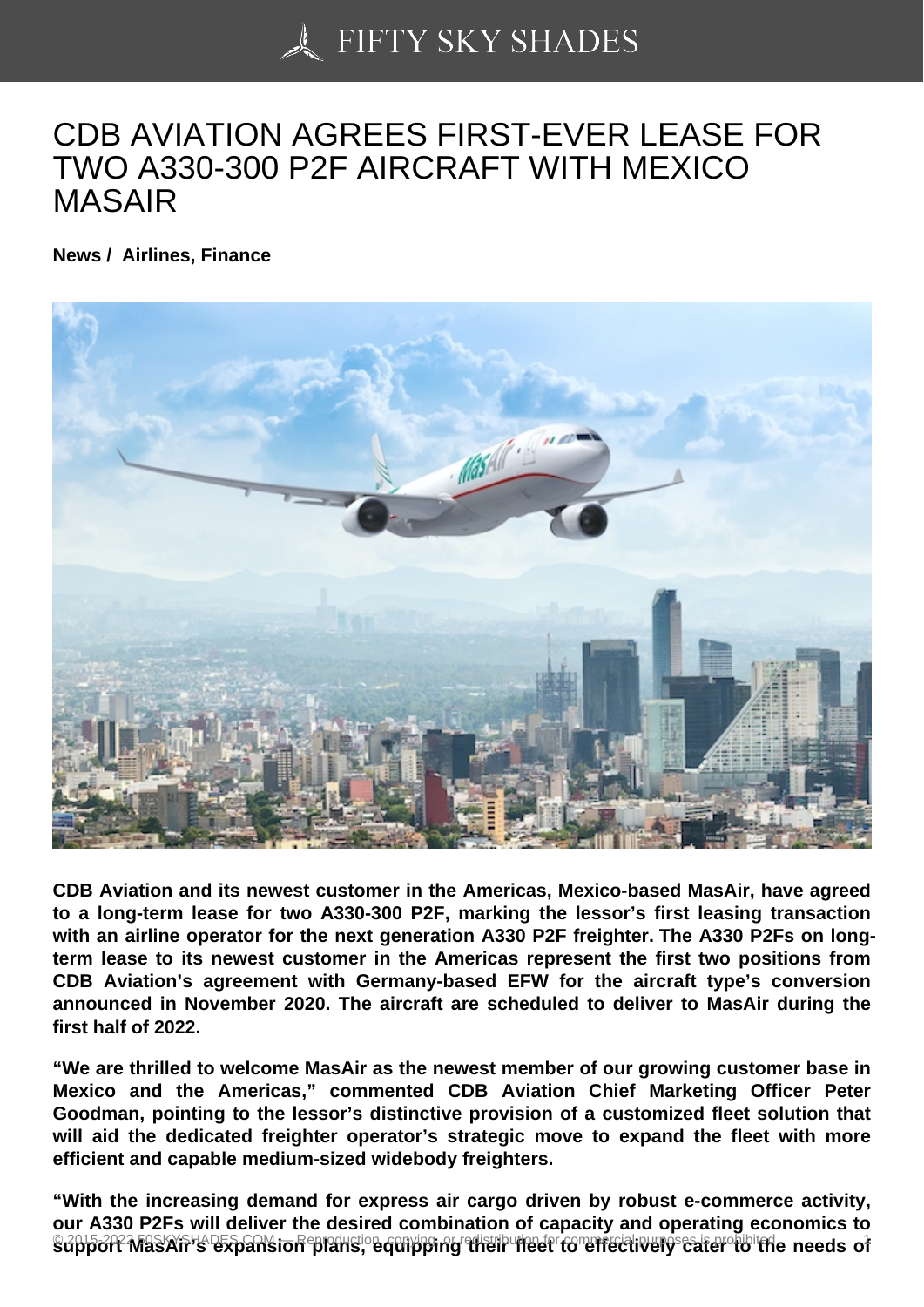# CDB AVIATION AGREES FIRST-EVER LEASE FOR TWO A330-300 P2F AIRCRAFT WITH MEXICO MASAIR

**News / Airlines, Finance**

**CDB Aviation and its newest customer in the Americas, Mexico-based MasAir, have agreed to a long-term lease for two A330-300 P2F, marking the lessor's first leasing transaction with an airline operator for the next generation A330 P2F freighter. The A330 P2Fs on long-term lease to its newest customer in the Americas represent the first two positions from CDB Aviation's agreement with Germany-based EFW for the aircraft type's conversion announced in November 2020. The aircraft are scheduled to deliver to MasAir during the first half of 2022.**

**"We are thrilled to welcome MasAir as the newest member of our growing customer base in Mexico and the Americas," commented CDB Aviation Chief Marketing Officer Peter Goodman, pointing to the lessor's distinctive provision of a customized fleet solution that will aid the dedicated freighter operator's strategic move to expand the fleet with more efficient and capable medium-sized widebody freighters.**

**"With the increasing demand for express air cargo driven by robust e-commerce activity, our A330 P2Fs will deliver the desired combination of capacity and operating economics to support MasAir's expansion plans, equipping their fleet to effectively cater to the needs of**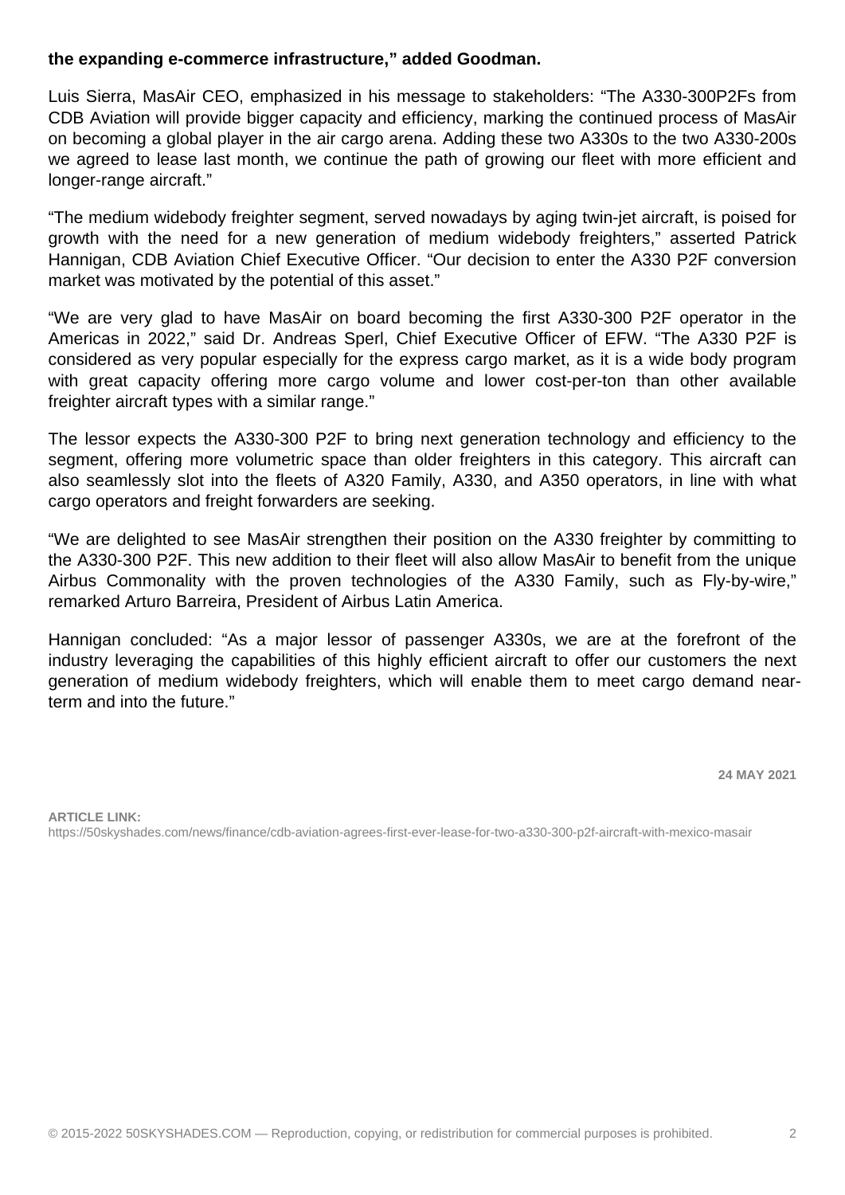**the expanding e-commerce infrastructure," added Goodman.**

Luis Sierra, MasAir CEO, emphasized in his message to stakeholders: "The A330-300P2Fs from CDB Aviation will provide bigger capacity and efficiency, marking the continued process of MasAir on becoming a global player in the air cargo arena. Adding these two A330s to the two A330-200s we agreed to lease last month, we continue the path of growing our fleet with more efficient and longer-range aircraft."

"The medium widebody freighter segment, served nowadays by aging twin-jet aircraft, is poised for growth with the need for a new generation of medium widebody freighters," asserted Patrick Hannigan, CDB Aviation Chief Executive Officer. "Our decision to enter the A330 P2F conversion market was motivated by the potential of this asset."

"We are very glad to have MasAir on board becoming the first A330-300 P2F operator in the Americas in 2022," said Dr. Andreas Sperl, Chief Executive Officer of EFW. "The A330 P2F is considered as very popular especially for the express cargo market, as it is a wide body program with great capacity offering more cargo volume and lower cost-per-ton than other available freighter aircraft types with a similar range."

The lessor expects the A330-300 P2F to bring next generation technology and efficiency to the segment, offering more volumetric space than older freighters in this category. This aircraft can also seamlessly slot into the fleets of A320 Family, A330, and A350 operators, in line with what cargo operators and freight forwarders are seeking.

"We are delighted to see MasAir strengthen their position on the A330 freighter by committing to the A330-300 P2F. This new addition to their fleet will also allow MasAir to benefit from the unique Airbus Commonality with the proven technologies of the A330 Family, such as Fly-by-wire," remarked Arturo Barreira, President of Airbus Latin America.

Hannigan concluded: "As a major lessor of passenger A330s, we are at the forefront of the industry leveraging the capabilities of this highly efficient aircraft to offer our customers the next generation of medium widebody freighters, which will enable them to meet cargo demand near-term and into the future."

**24 MAY 2021**

**ARTICLE LINK:**
https://50skyshades.com/news/finance/cdb-aviation-agrees-first-ever-lease-for-two-a330-300-p2f-aircraft-with-mexico-masair

© 2015-2022 50SKYSHADES.COM — Reproduction, copying, or redistribution for commercial purposes is prohibited.